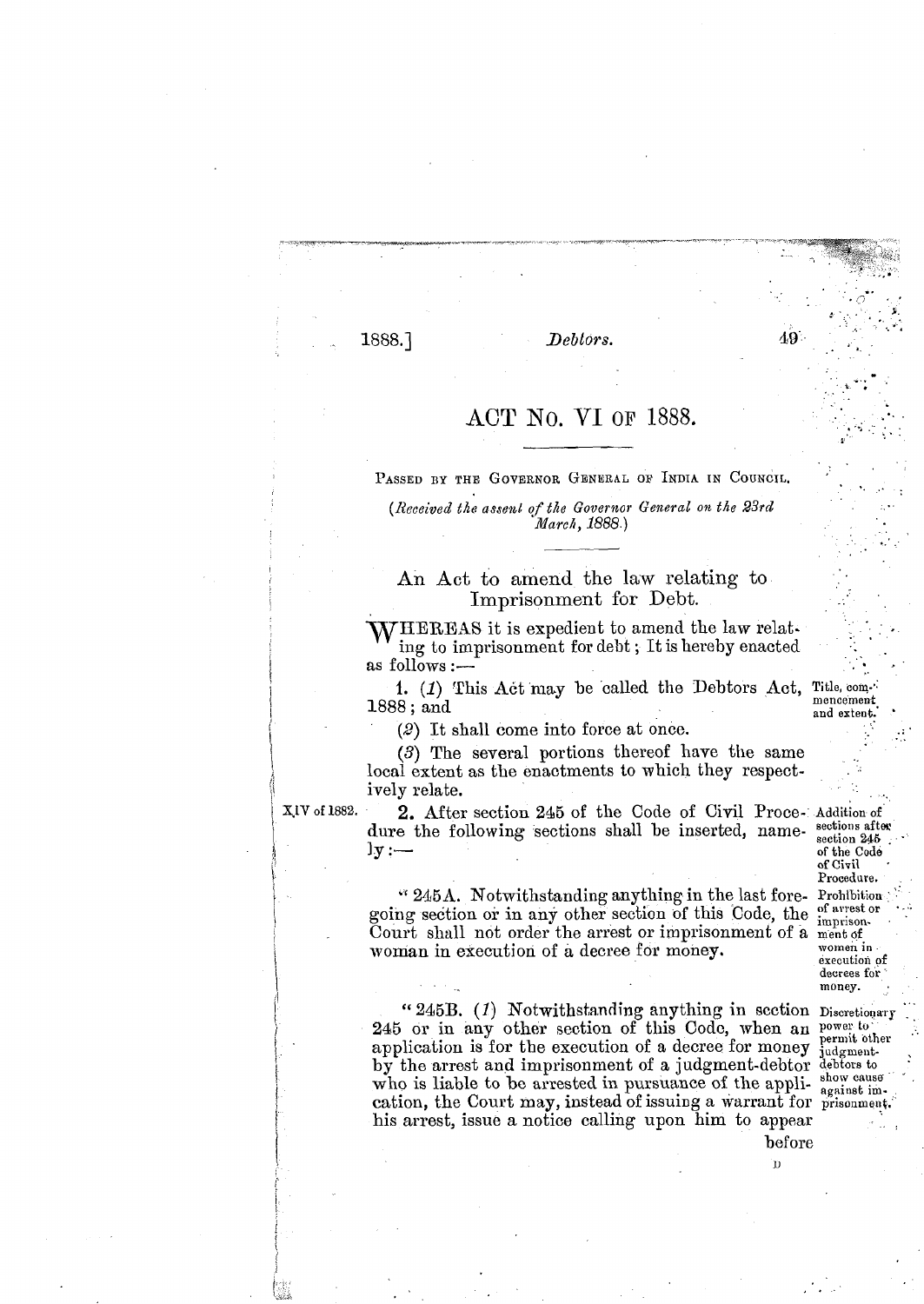# ACT No. VI OF 1888.

PASSED BY THE GOVERNOR GENERAL OF INDIA IN COUNCIL.

*(Received the assent of the Governor General on the 23rd March, 1888.)*

## An Act to amend the law relating to Imprisonment for Debt.

WHEREAS it is expedient to amend the law relating to imprisonment for debt; It is hereby enacted as follows:—

Title, commencement and extent.

**1.** (*1*) This Act may be called the Debtors Act, 1888; and

(*2*) It shall come into force at once.

(*3*) The several portions thereof have the same local extent as the enactments to which they respectively relate.

XIV of 1882.

Addition of sections after section 245 of the Code of Civil Procedure.

**2.** After section 245 of the Code of Civil Procedure the following sections shall be inserted, namely:—

Prohibition of arrest or imprisonment of women in execution of decrees for money.

"245A. Notwithstanding anything in the last foregoing section or in any other section of this Code, the Court shall not order the arrest or imprisonment of a woman in execution of a decree for money.

Discretionary power to permit other judgment-debtors to show cause against imprisonment.

"245B. (*1*) Notwithstanding anything in section 245 or in any other section of this Code, when an application is for the execution of a decree for money by the arrest and imprisonment of a judgment-debtor who is liable to be arrested in pursuance of the application, the Court may, instead of issuing a warrant for his arrest, issue a notice calling upon him to appear before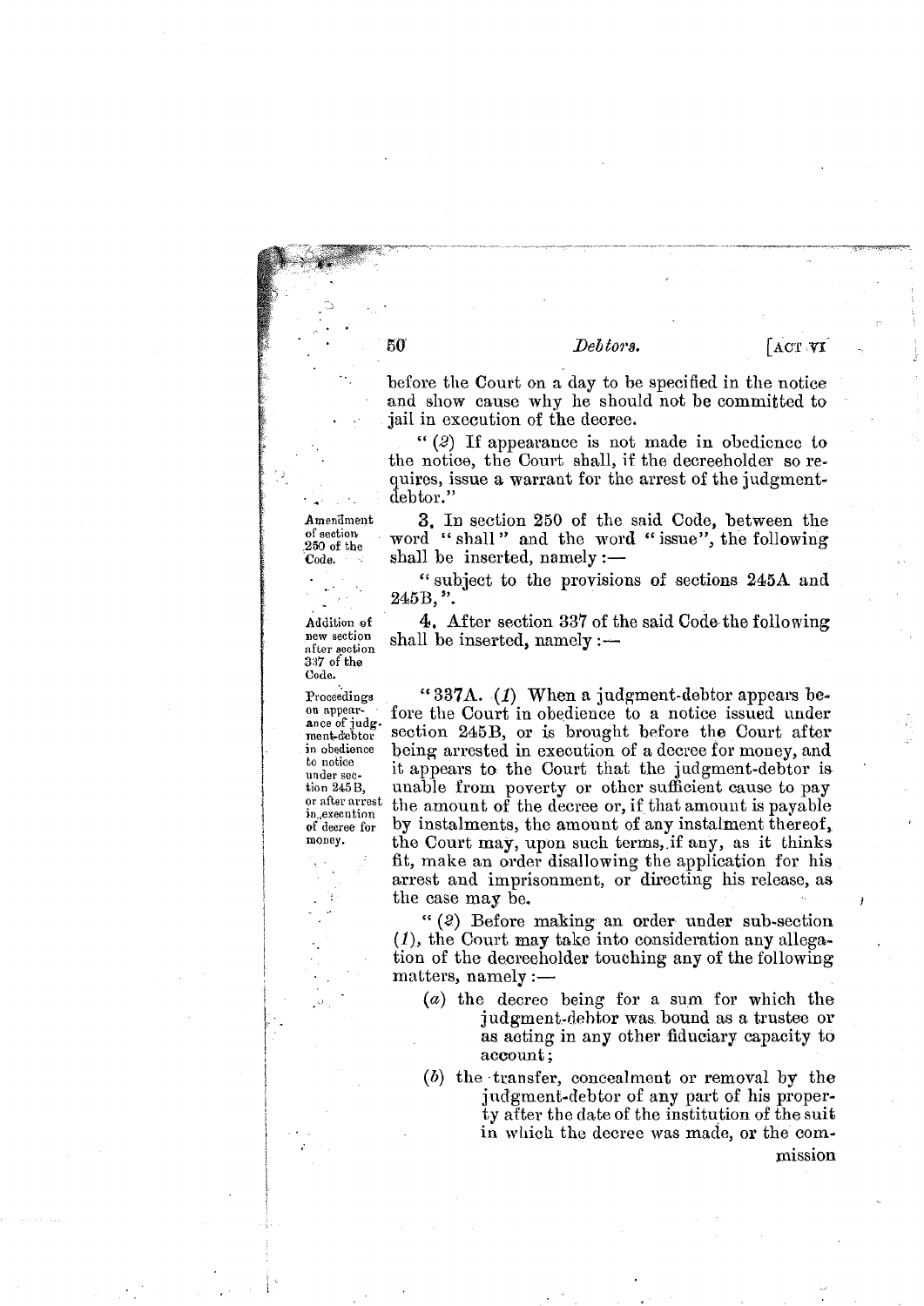before the Court on a day to be specified in the notice and show cause why he should not be committed to jail in execution of the decree.

"(2) If appearance is not made in obedience to the notice, the Court shall, if the decreeholder so requires, issue a warrant for the arrest of the judgment-debtor."

Amendment of section 250 of the Code.

3. In section 250 of the said Code, between the word "shall" and the word "issue", the following shall be inserted, namely:—

"subject to the provisions of sections 245A and 245B,".

Addition of new section after section 337 of the Code.

4. After section 337 of the said Code the following shall be inserted, namely:—

Proceedings on appearance of judgment-debtor in obedience to notice under section 245B, or after arrest in execution of decree for money.

"337A. (1) When a judgment-debtor appears before the Court in obedience to a notice issued under section 245B, or is brought before the Court after being arrested in execution of a decree for money, and it appears to the Court that the judgment-debtor is unable from poverty or other sufficient cause to pay the amount of the decree or, if that amount is payable by instalments, the amount of any instalment thereof, the Court may, upon such terms, if any, as it thinks fit, make an order disallowing the application for his arrest and imprisonment, or directing his release, as the case may be.

"(2) Before making an order under sub-section (1), the Court may take into consideration any allegation of the decreeholder touching any of the following matters, namely:—

(a) the decree being for a sum for which the judgment-debtor was bound as a trustee or as acting in any other fiduciary capacity to account;

(b) the transfer, concealment or removal by the judgment-debtor of any part of his property after the date of the institution of the suit in which the decree was made, or the commission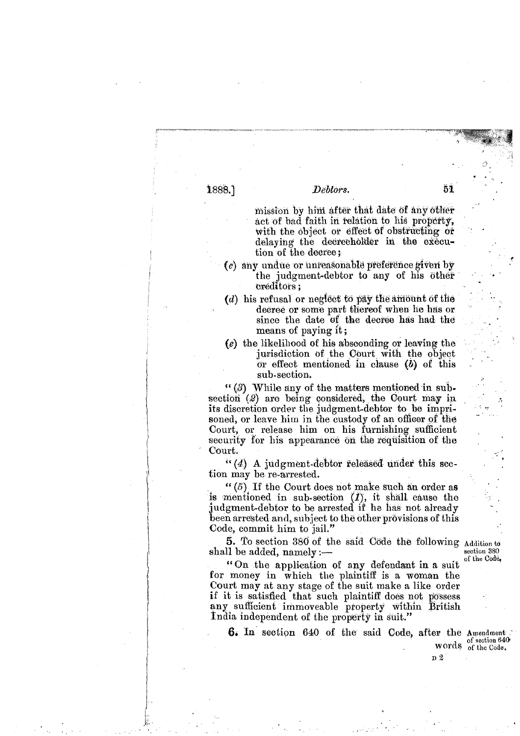mission by him after that date of any other act of bad faith in relation to his property, with the object or effect of obstructing or delaying the decreeholder in the execution of the decree;

(*c*) any undue or unreasonable preference given by the judgment-debtor to any of his other creditors;

(*d*) his refusal or neglect to pay the amount of the decree or some part thereof when he has or since the date of the decree has had the means of paying it;

(*e*) the likelihood of his absconding or leaving the jurisdiction of the Court with the object or effect mentioned in clause (*b*) of this sub-section.

"(*3*) While any of the matters mentioned in sub-section (*2*) are being considered, the Court may in its discretion order the judgment-debtor to be imprisoned, or leave him in the custody of an officer of the Court, or release him on his furnishing sufficient security for his appearance on the requisition of the Court.

"(*4*) A judgment-debtor released under this section may be re-arrested.

"(*5*) If the Court does not make such an order as is mentioned in sub-section (*1*), it shall cause the judgment-debtor to be arrested if he has not already been arrested and, subject to the other provisions of this Code, commit him to jail."

*Addition to section 380 of the Code.*

**5.** To section 380 of the said Code the following shall be added, namely:—

"On the application of any defendant in a suit for money in which the plaintiff is a woman the Court may at any stage of the suit make a like order if it is satisfied that such plaintiff does not possess any sufficient immoveable property within British India independent of the property in suit."

*Amendment of section 640 of the Code.*

**6.** In section 640 of the said Code, after the words

D 2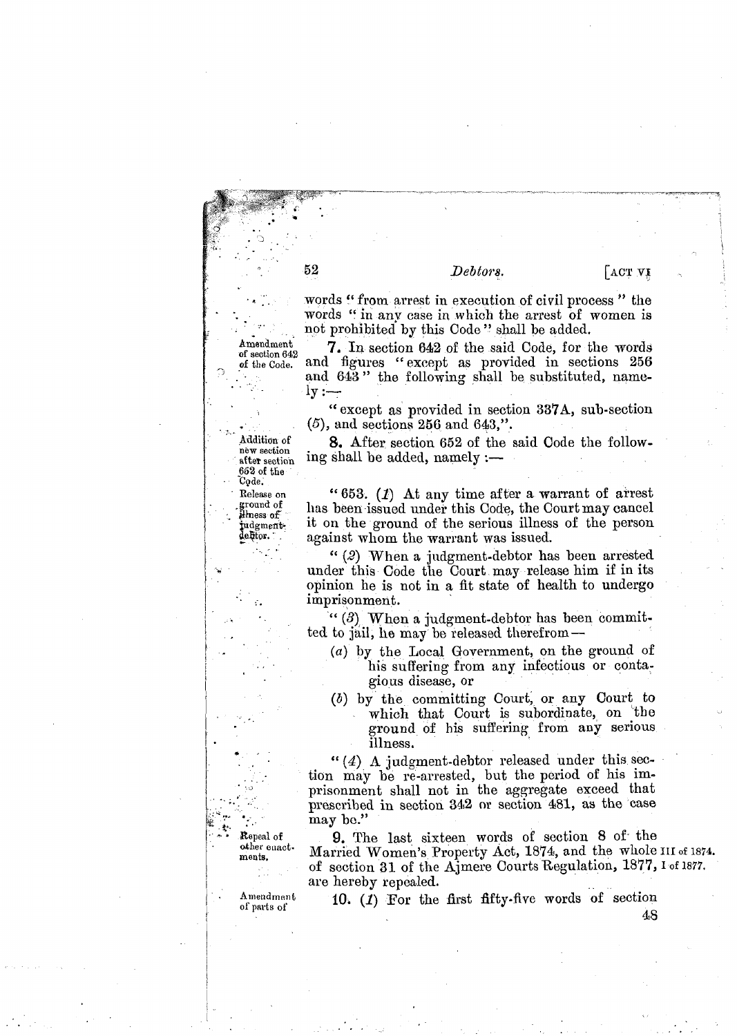words "from arrest in execution of civil process" the words "in any case in which the arrest of women is not prohibited by this Code" shall be added.

Amendment of section 642 of the Code.

**7.** In section 642 of the said Code, for the words and figures "except as provided in sections 256 and 643" the following shall be substituted, namely:—

"except as provided in section 337A, sub-section (*5*), and sections 256 and 643,".

Addition of new section after section 652 of the Code.

**8.** After section 652 of the said Code the following shall be added, namely:—

Release on ground of illness of judgment-debtor.

"653. (*1*) At any time after a warrant of arrest has been issued under this Code, the Court may cancel it on the ground of the serious illness of the person against whom the warrant was issued.

"(*2*) When a judgment-debtor has been arrested under this Code the Court may release him if in its opinion he is not in a fit state of health to undergo imprisonment.

"(*3*) When a judgment-debtor has been committed to jail, he may be released therefrom—

(*a*) by the Local Government, on the ground of his suffering from any infectious or contagious disease, or

(*b*) by the committing Court, or any Court to which that Court is subordinate, on the ground of his suffering from any serious illness.

"(*4*) A judgment-debtor released under this section may be re-arrested, but the period of his imprisonment shall not in the aggregate exceed that prescribed in section 342 or section 481, as the case may be."

Repeal of other enactments.

**9.** The last sixteen words of section 8 of the Married Women's Property Act, 1874, and the whole of section 31 of the Ajmere Courts Regulation, 1877, are hereby repealed.

III of 1874.
I of 1877.

Amendment of parts of

**10.** (*1*) For the first fifty-five words of section 48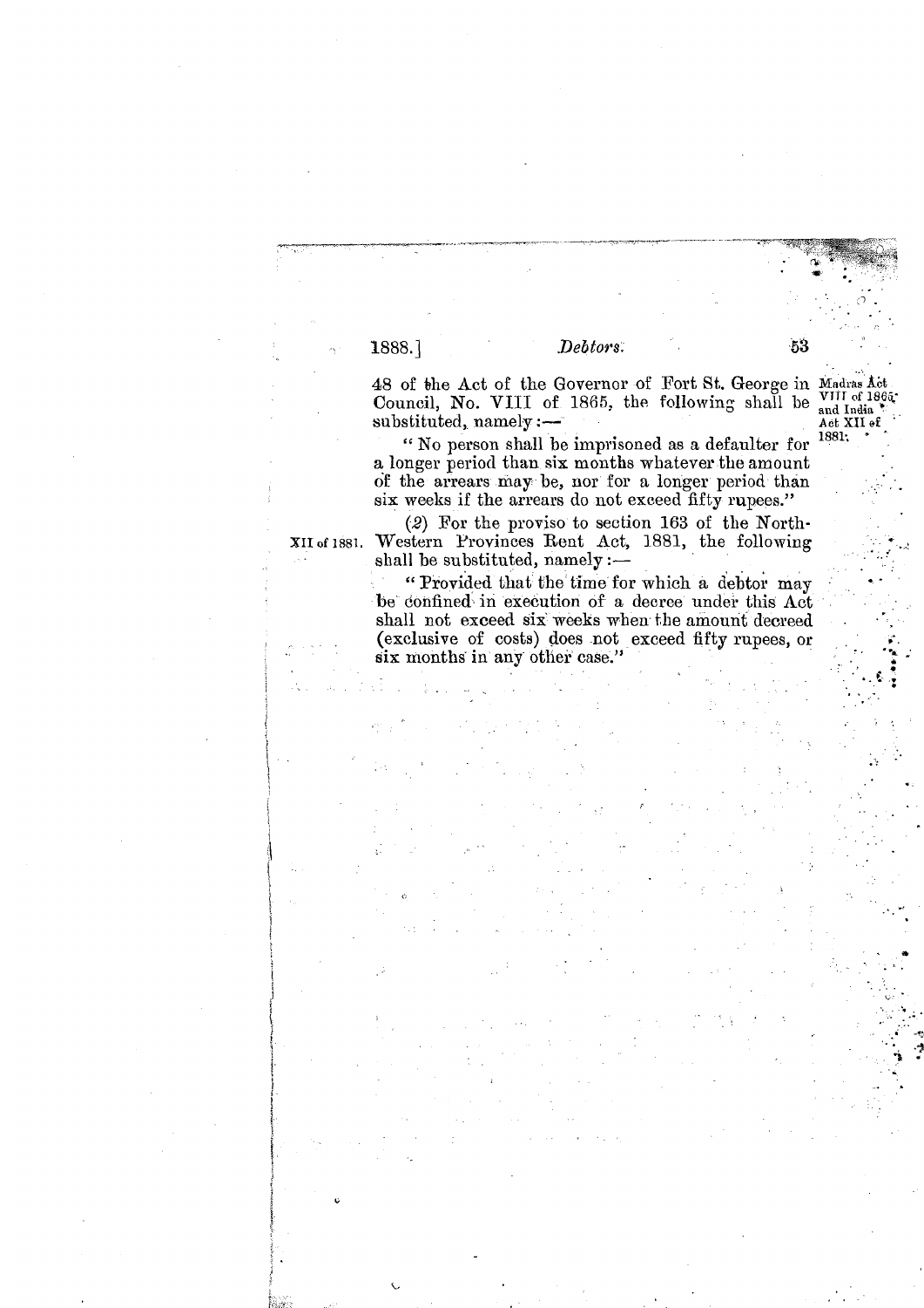48 of the Act of the Governor of Fort St. George in Council, No. VIII of 1865, the following shall be substituted, namely:—

Madras Act VIII of 1865 and India Act XII of 1881.

"No person shall be imprisoned as a defaulter for a longer period than six months whatever the amount of the arrears may be, nor for a longer period than six weeks if the arrears do not exceed fifty rupees."

XII of 1881.

(2) For the proviso to section 163 of the North-Western Provinces Rent Act, 1881, the following shall be substituted, namely:—

"Provided that the time for which a debtor may be confined in execution of a decree under this Act shall not exceed six weeks when the amount decreed (exclusive of costs) does not exceed fifty rupees, or six months in any other case."